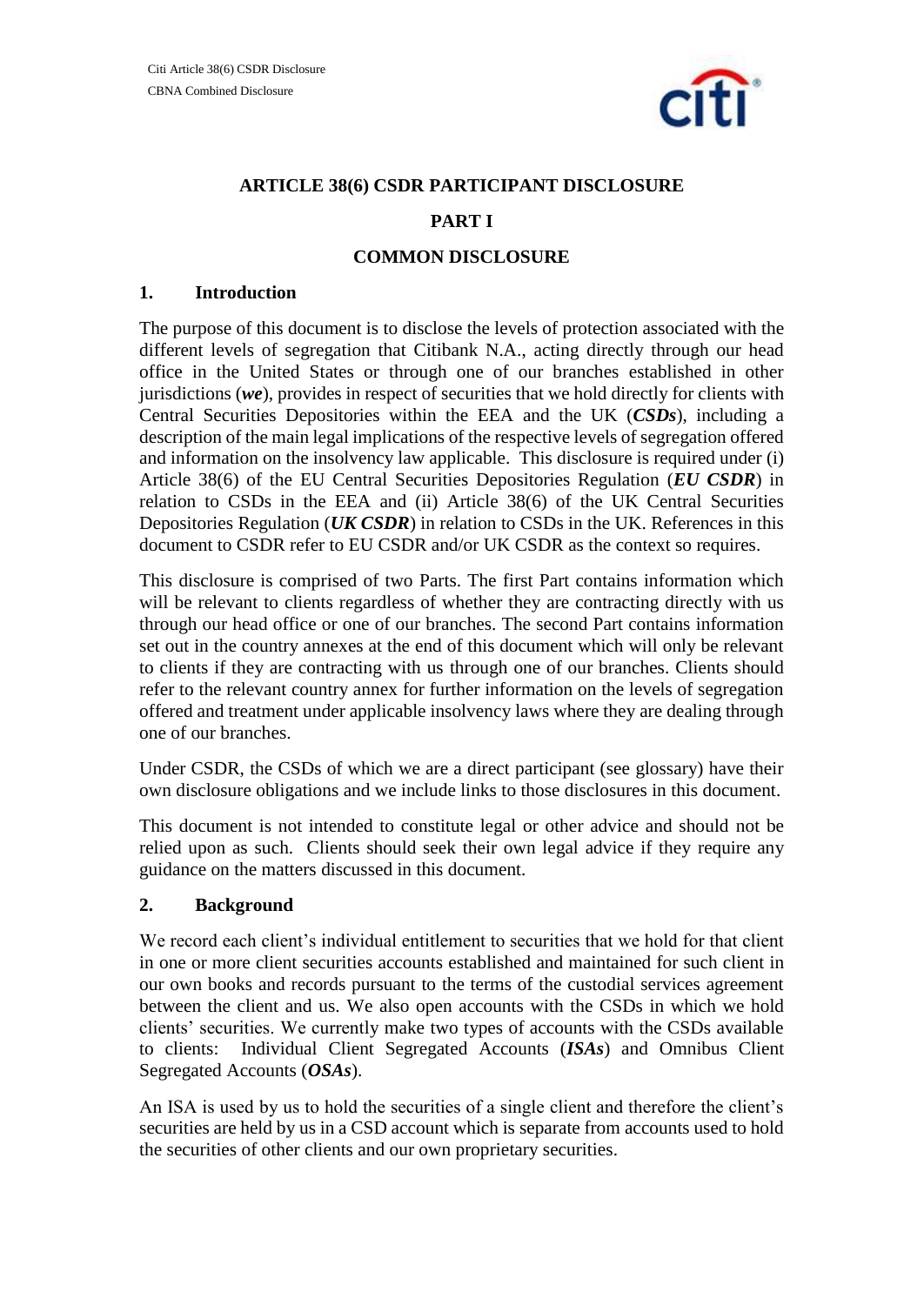# ARTICLE 38(6) CSDR PARTICIPANT DISCLOSURE

## PART I

## COMMON DISCLOSURE

### 1. Introduction

The purpose of this document is to disclose the levels of protection associated with the different levels of segregation that Citibank N.A., acting directly through our head office in the United States or through one of our branches established in other jurisdictions (***we***), provides in respect of securities that we hold directly for clients with Central Securities Depositories within the EEA and the UK (***CSDs***), including a description of the main legal implications of the respective levels of segregation offered and information on the insolvency law applicable. This disclosure is required under (i) Article 38(6) of the EU Central Securities Depositories Regulation (***EU CSDR***) in relation to CSDs in the EEA and (ii) Article 38(6) of the UK Central Securities Depositories Regulation (***UK CSDR***) in relation to CSDs in the UK. References in this document to CSDR refer to EU CSDR and/or UK CSDR as the context so requires.

This disclosure is comprised of two Parts. The first Part contains information which will be relevant to clients regardless of whether they are contracting directly with us through our head office or one of our branches. The second Part contains information set out in the country annexes at the end of this document which will only be relevant to clients if they are contracting with us through one of our branches. Clients should refer to the relevant country annex for further information on the levels of segregation offered and treatment under applicable insolvency laws where they are dealing through one of our branches.

Under CSDR, the CSDs of which we are a direct participant (see glossary) have their own disclosure obligations and we include links to those disclosures in this document.

This document is not intended to constitute legal or other advice and should not be relied upon as such. Clients should seek their own legal advice if they require any guidance on the matters discussed in this document.

### 2. Background

We record each client's individual entitlement to securities that we hold for that client in one or more client securities accounts established and maintained for such client in our own books and records pursuant to the terms of the custodial services agreement between the client and us. We also open accounts with the CSDs in which we hold clients' securities. We currently make two types of accounts with the CSDs available to clients: Individual Client Segregated Accounts (***ISAs***) and Omnibus Client Segregated Accounts (***OSAs***).

An ISA is used by us to hold the securities of a single client and therefore the client's securities are held by us in a CSD account which is separate from accounts used to hold the securities of other clients and our own proprietary securities.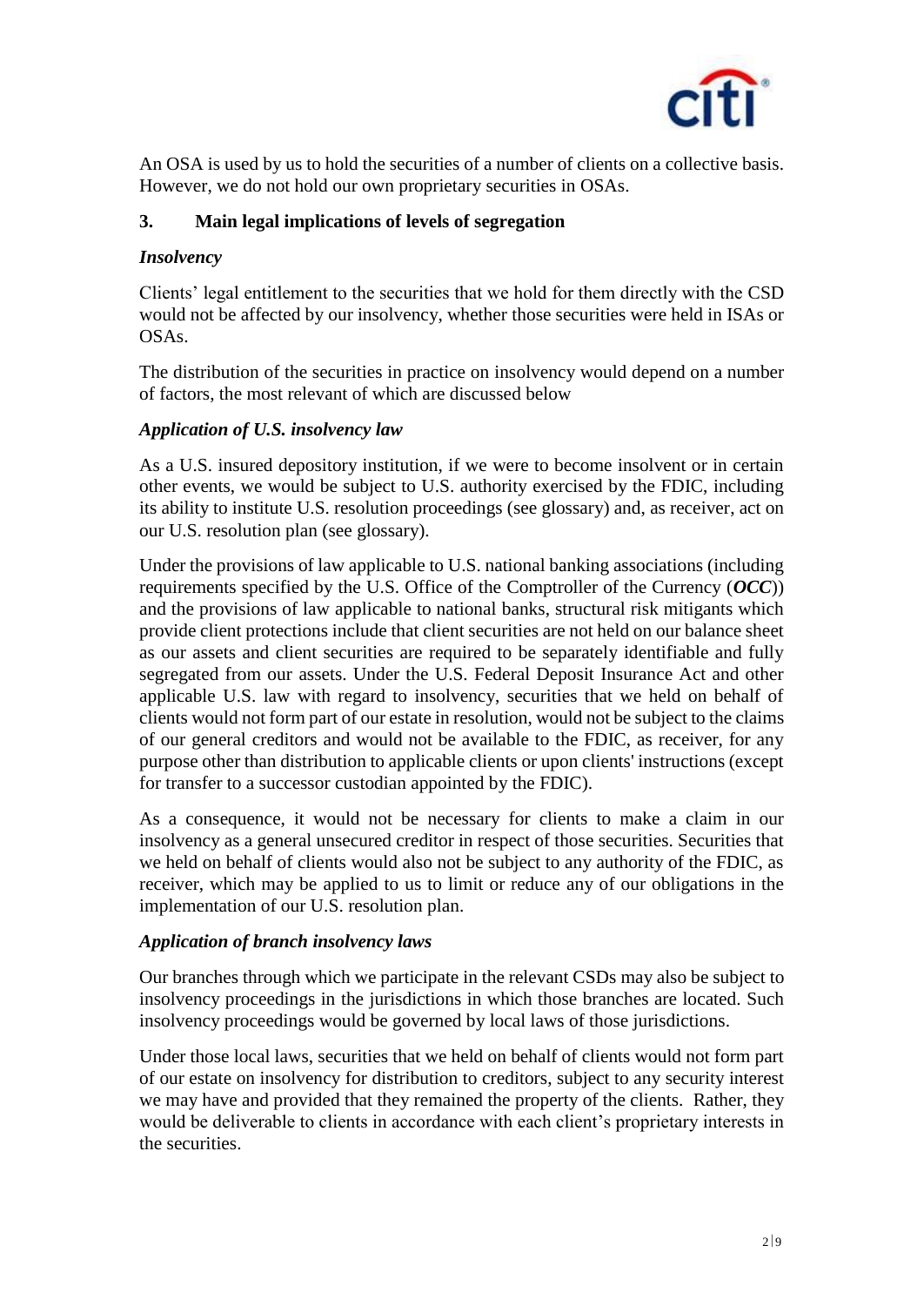An OSA is used by us to hold the securities of a number of clients on a collective basis. However, we do not hold our own proprietary securities in OSAs.

## 3. Main legal implications of levels of segregation

### *Insolvency*

Clients' legal entitlement to the securities that we hold for them directly with the CSD would not be affected by our insolvency, whether those securities were held in ISAs or OSAs.

The distribution of the securities in practice on insolvency would depend on a number of factors, the most relevant of which are discussed below

### *Application of U.S. insolvency law*

As a U.S. insured depository institution, if we were to become insolvent or in certain other events, we would be subject to U.S. authority exercised by the FDIC, including its ability to institute U.S. resolution proceedings (see glossary) and, as receiver, act on our U.S. resolution plan (see glossary).

Under the provisions of law applicable to U.S. national banking associations (including requirements specified by the U.S. Office of the Comptroller of the Currency (***OCC***)) and the provisions of law applicable to national banks, structural risk mitigants which provide client protections include that client securities are not held on our balance sheet as our assets and client securities are required to be separately identifiable and fully segregated from our assets. Under the U.S. Federal Deposit Insurance Act and other applicable U.S. law with regard to insolvency, securities that we held on behalf of clients would not form part of our estate in resolution, would not be subject to the claims of our general creditors and would not be available to the FDIC, as receiver, for any purpose other than distribution to applicable clients or upon clients' instructions (except for transfer to a successor custodian appointed by the FDIC).

As a consequence, it would not be necessary for clients to make a claim in our insolvency as a general unsecured creditor in respect of those securities. Securities that we held on behalf of clients would also not be subject to any authority of the FDIC, as receiver, which may be applied to us to limit or reduce any of our obligations in the implementation of our U.S. resolution plan.

### *Application of branch insolvency laws*

Our branches through which we participate in the relevant CSDs may also be subject to insolvency proceedings in the jurisdictions in which those branches are located. Such insolvency proceedings would be governed by local laws of those jurisdictions.

Under those local laws, securities that we held on behalf of clients would not form part of our estate on insolvency for distribution to creditors, subject to any security interest we may have and provided that they remained the property of the clients. Rather, they would be deliverable to clients in accordance with each client's proprietary interests in the securities.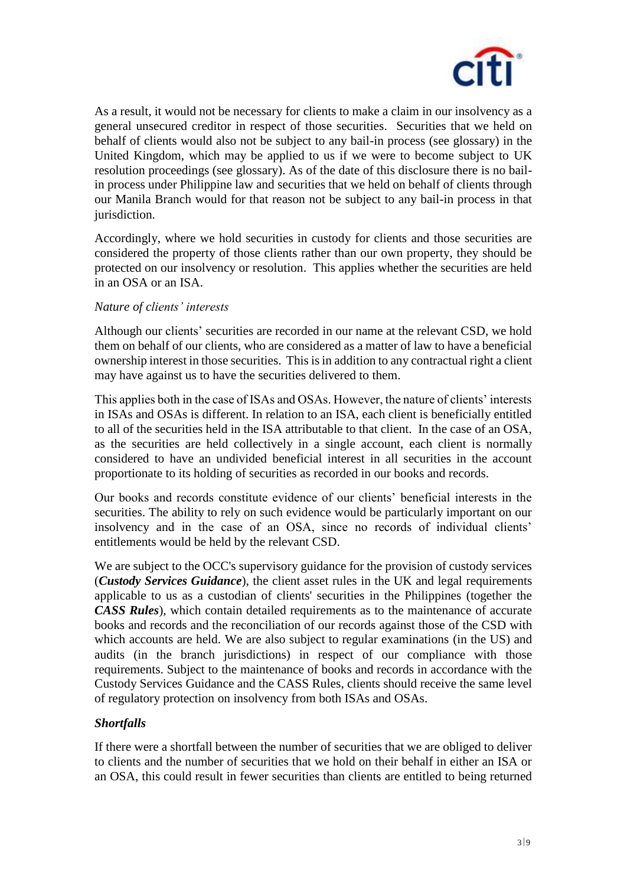As a result, it would not be necessary for clients to make a claim in our insolvency as a general unsecured creditor in respect of those securities. Securities that we held on behalf of clients would also not be subject to any bail-in process (see glossary) in the United Kingdom, which may be applied to us if we were to become subject to UK resolution proceedings (see glossary). As of the date of this disclosure there is no bail-in process under Philippine law and securities that we held on behalf of clients through our Manila Branch would for that reason not be subject to any bail-in process in that jurisdiction.

Accordingly, where we hold securities in custody for clients and those securities are considered the property of those clients rather than our own property, they should be protected on our insolvency or resolution. This applies whether the securities are held in an OSA or an ISA.

*Nature of clients' interests*

Although our clients' securities are recorded in our name at the relevant CSD, we hold them on behalf of our clients, who are considered as a matter of law to have a beneficial ownership interest in those securities. This is in addition to any contractual right a client may have against us to have the securities delivered to them.

This applies both in the case of ISAs and OSAs. However, the nature of clients' interests in ISAs and OSAs is different. In relation to an ISA, each client is beneficially entitled to all of the securities held in the ISA attributable to that client. In the case of an OSA, as the securities are held collectively in a single account, each client is normally considered to have an undivided beneficial interest in all securities in the account proportionate to its holding of securities as recorded in our books and records.

Our books and records constitute evidence of our clients' beneficial interests in the securities. The ability to rely on such evidence would be particularly important on our insolvency and in the case of an OSA, since no records of individual clients' entitlements would be held by the relevant CSD.

We are subject to the OCC's supervisory guidance for the provision of custody services (***Custody Services Guidance***), the client asset rules in the UK and legal requirements applicable to us as a custodian of clients' securities in the Philippines (together the ***CASS Rules***), which contain detailed requirements as to the maintenance of accurate books and records and the reconciliation of our records against those of the CSD with which accounts are held. We are also subject to regular examinations (in the US) and audits (in the branch jurisdictions) in respect of our compliance with those requirements. Subject to the maintenance of books and records in accordance with the Custody Services Guidance and the CASS Rules, clients should receive the same level of regulatory protection on insolvency from both ISAs and OSAs.

***Shortfalls***

If there were a shortfall between the number of securities that we are obliged to deliver to clients and the number of securities that we hold on their behalf in either an ISA or an OSA, this could result in fewer securities than clients are entitled to being returned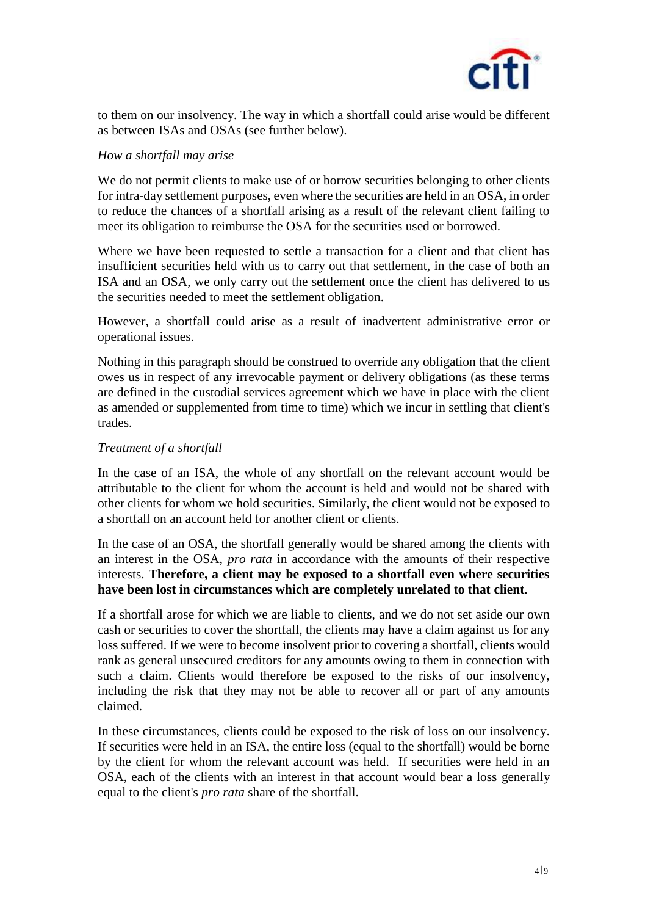to them on our insolvency. The way in which a shortfall could arise would be different as between ISAs and OSAs (see further below).

*How a shortfall may arise*

We do not permit clients to make use of or borrow securities belonging to other clients for intra-day settlement purposes, even where the securities are held in an OSA, in order to reduce the chances of a shortfall arising as a result of the relevant client failing to meet its obligation to reimburse the OSA for the securities used or borrowed.

Where we have been requested to settle a transaction for a client and that client has insufficient securities held with us to carry out that settlement, in the case of both an ISA and an OSA, we only carry out the settlement once the client has delivered to us the securities needed to meet the settlement obligation.

However, a shortfall could arise as a result of inadvertent administrative error or operational issues.

Nothing in this paragraph should be construed to override any obligation that the client owes us in respect of any irrevocable payment or delivery obligations (as these terms are defined in the custodial services agreement which we have in place with the client as amended or supplemented from time to time) which we incur in settling that client's trades.

*Treatment of a shortfall*

In the case of an ISA, the whole of any shortfall on the relevant account would be attributable to the client for whom the account is held and would not be shared with other clients for whom we hold securities. Similarly, the client would not be exposed to a shortfall on an account held for another client or clients.

In the case of an OSA, the shortfall generally would be shared among the clients with an interest in the OSA, *pro rata* in accordance with the amounts of their respective interests. **Therefore, a client may be exposed to a shortfall even where securities have been lost in circumstances which are completely unrelated to that client**.

If a shortfall arose for which we are liable to clients, and we do not set aside our own cash or securities to cover the shortfall, the clients may have a claim against us for any loss suffered. If we were to become insolvent prior to covering a shortfall, clients would rank as general unsecured creditors for any amounts owing to them in connection with such a claim. Clients would therefore be exposed to the risks of our insolvency, including the risk that they may not be able to recover all or part of any amounts claimed.

In these circumstances, clients could be exposed to the risk of loss on our insolvency. If securities were held in an ISA, the entire loss (equal to the shortfall) would be borne by the client for whom the relevant account was held. If securities were held in an OSA, each of the clients with an interest in that account would bear a loss generally equal to the client's *pro rata* share of the shortfall.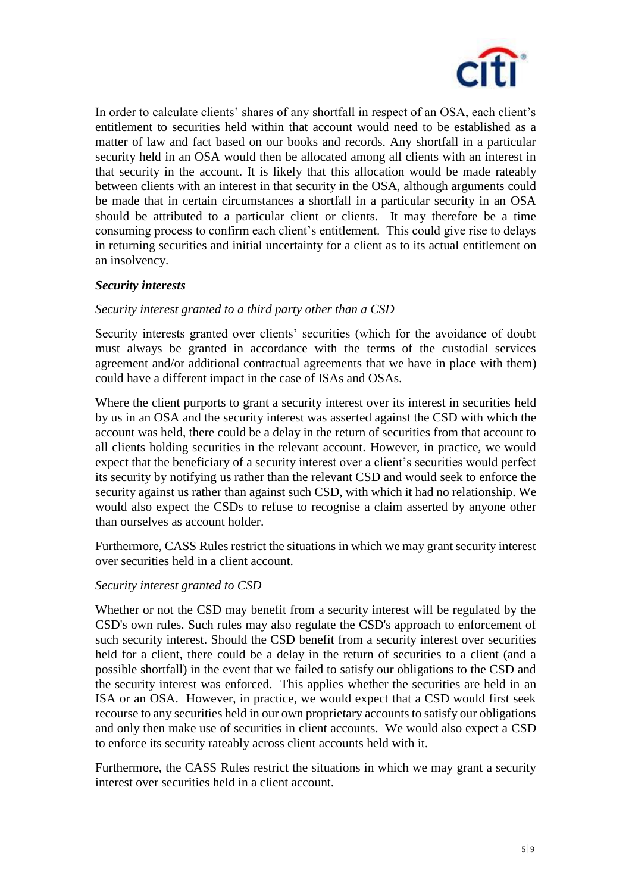In order to calculate clients' shares of any shortfall in respect of an OSA, each client's entitlement to securities held within that account would need to be established as a matter of law and fact based on our books and records. Any shortfall in a particular security held in an OSA would then be allocated among all clients with an interest in that security in the account. It is likely that this allocation would be made rateably between clients with an interest in that security in the OSA, although arguments could be made that in certain circumstances a shortfall in a particular security in an OSA should be attributed to a particular client or clients. It may therefore be a time consuming process to confirm each client's entitlement. This could give rise to delays in returning securities and initial uncertainty for a client as to its actual entitlement on an insolvency.

***Security interests***

*Security interest granted to a third party other than a CSD*

Security interests granted over clients' securities (which for the avoidance of doubt must always be granted in accordance with the terms of the custodial services agreement and/or additional contractual agreements that we have in place with them) could have a different impact in the case of ISAs and OSAs.

Where the client purports to grant a security interest over its interest in securities held by us in an OSA and the security interest was asserted against the CSD with which the account was held, there could be a delay in the return of securities from that account to all clients holding securities in the relevant account. However, in practice, we would expect that the beneficiary of a security interest over a client's securities would perfect its security by notifying us rather than the relevant CSD and would seek to enforce the security against us rather than against such CSD, with which it had no relationship. We would also expect the CSDs to refuse to recognise a claim asserted by anyone other than ourselves as account holder.

Furthermore, CASS Rules restrict the situations in which we may grant security interest over securities held in a client account.

*Security interest granted to CSD*

Whether or not the CSD may benefit from a security interest will be regulated by the CSD's own rules. Such rules may also regulate the CSD's approach to enforcement of such security interest. Should the CSD benefit from a security interest over securities held for a client, there could be a delay in the return of securities to a client (and a possible shortfall) in the event that we failed to satisfy our obligations to the CSD and the security interest was enforced. This applies whether the securities are held in an ISA or an OSA. However, in practice, we would expect that a CSD would first seek recourse to any securities held in our own proprietary accounts to satisfy our obligations and only then make use of securities in client accounts. We would also expect a CSD to enforce its security rateably across client accounts held with it.

Furthermore, the CASS Rules restrict the situations in which we may grant a security interest over securities held in a client account.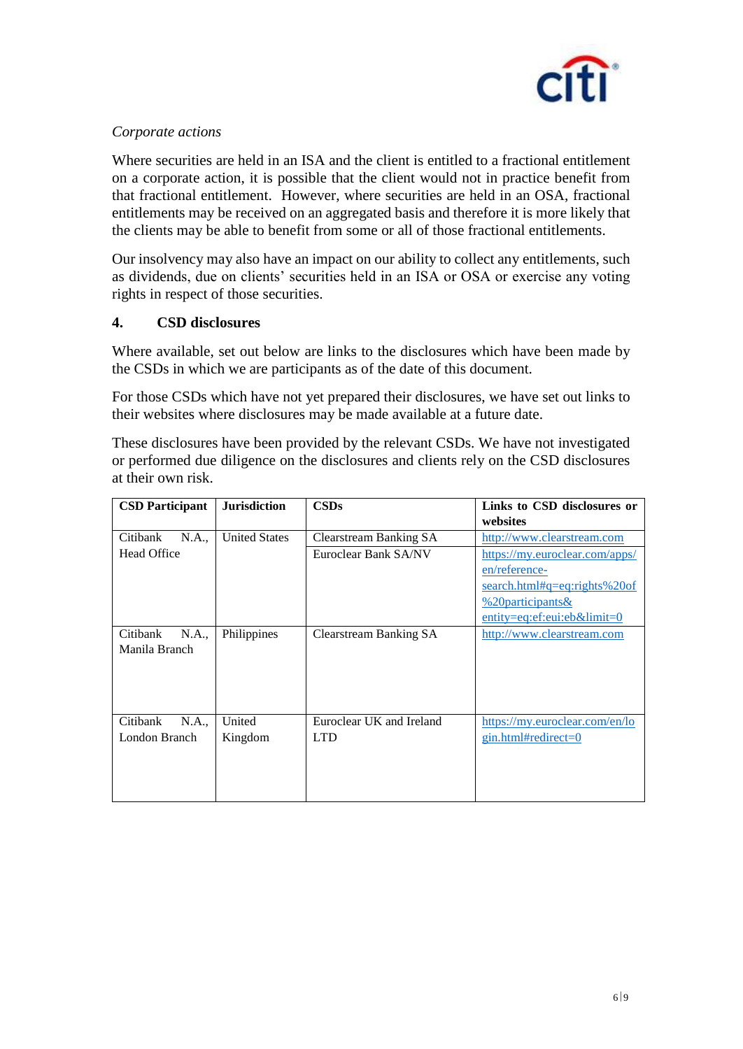*Corporate actions*

Where securities are held in an ISA and the client is entitled to a fractional entitlement on a corporate action, it is possible that the client would not in practice benefit from that fractional entitlement. However, where securities are held in an OSA, fractional entitlements may be received on an aggregated basis and therefore it is more likely that the clients may be able to benefit from some or all of those fractional entitlements.

Our insolvency may also have an impact on our ability to collect any entitlements, such as dividends, due on clients' securities held in an ISA or OSA or exercise any voting rights in respect of those securities.

## 4. CSD disclosures

Where available, set out below are links to the disclosures which have been made by the CSDs in which we are participants as of the date of this document.

For those CSDs which have not yet prepared their disclosures, we have set out links to their websites where disclosures may be made available at a future date.

These disclosures have been provided by the relevant CSDs. We have not investigated or performed due diligence on the disclosures and clients rely on the CSD disclosures at their own risk.

| CSD Participant | Jurisdiction | CSDs | Links to CSD disclosures or websites |
|---|---|---|---|
| Citibank N.A., Head Office | United States | Clearstream Banking SA | http://www.clearstream.com |
| | | Euroclear Bank SA/NV | https://my.euroclear.com/apps/en/reference-search.html#q=eq:rights%20of%20participants&entity=eq:ef:eui:eb&limit=0 |
| Citibank N.A., Manila Branch | Philippines | Clearstream Banking SA | http://www.clearstream.com |
| Citibank N.A., London Branch | United Kingdom | Euroclear UK and Ireland LTD | https://my.euroclear.com/en/login.html#redirect=0 |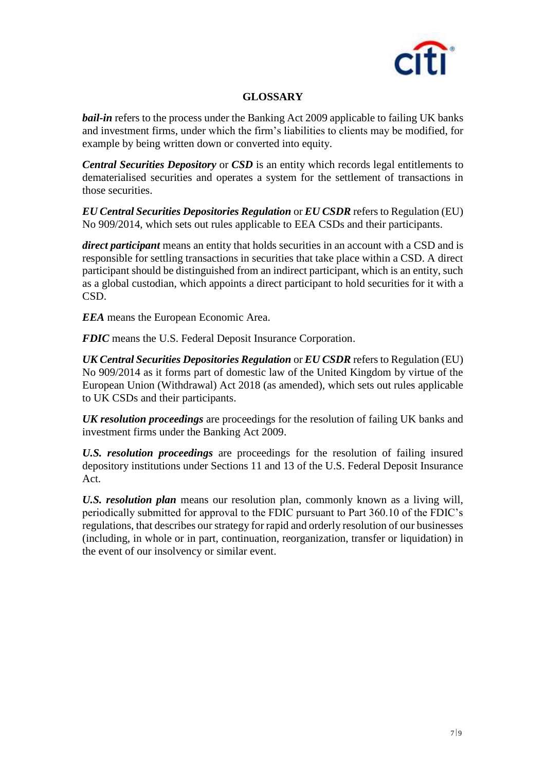## GLOSSARY

***bail-in*** refers to the process under the Banking Act 2009 applicable to failing UK banks and investment firms, under which the firm's liabilities to clients may be modified, for example by being written down or converted into equity.

***Central Securities Depository*** or ***CSD*** is an entity which records legal entitlements to dematerialised securities and operates a system for the settlement of transactions in those securities.

***EU Central Securities Depositories Regulation*** or ***EU CSDR*** refers to Regulation (EU) No 909/2014, which sets out rules applicable to EEA CSDs and their participants.

***direct participant*** means an entity that holds securities in an account with a CSD and is responsible for settling transactions in securities that take place within a CSD. A direct participant should be distinguished from an indirect participant, which is an entity, such as a global custodian, which appoints a direct participant to hold securities for it with a CSD.

***EEA*** means the European Economic Area.

***FDIC*** means the U.S. Federal Deposit Insurance Corporation.

***UK Central Securities Depositories Regulation*** or ***EU CSDR*** refers to Regulation (EU) No 909/2014 as it forms part of domestic law of the United Kingdom by virtue of the European Union (Withdrawal) Act 2018 (as amended), which sets out rules applicable to UK CSDs and their participants.

***UK resolution proceedings*** are proceedings for the resolution of failing UK banks and investment firms under the Banking Act 2009.

***U.S. resolution proceedings*** are proceedings for the resolution of failing insured depository institutions under Sections 11 and 13 of the U.S. Federal Deposit Insurance Act.

***U.S. resolution plan*** means our resolution plan, commonly known as a living will, periodically submitted for approval to the FDIC pursuant to Part 360.10 of the FDIC's regulations, that describes our strategy for rapid and orderly resolution of our businesses (including, in whole or in part, continuation, reorganization, transfer or liquidation) in the event of our insolvency or similar event.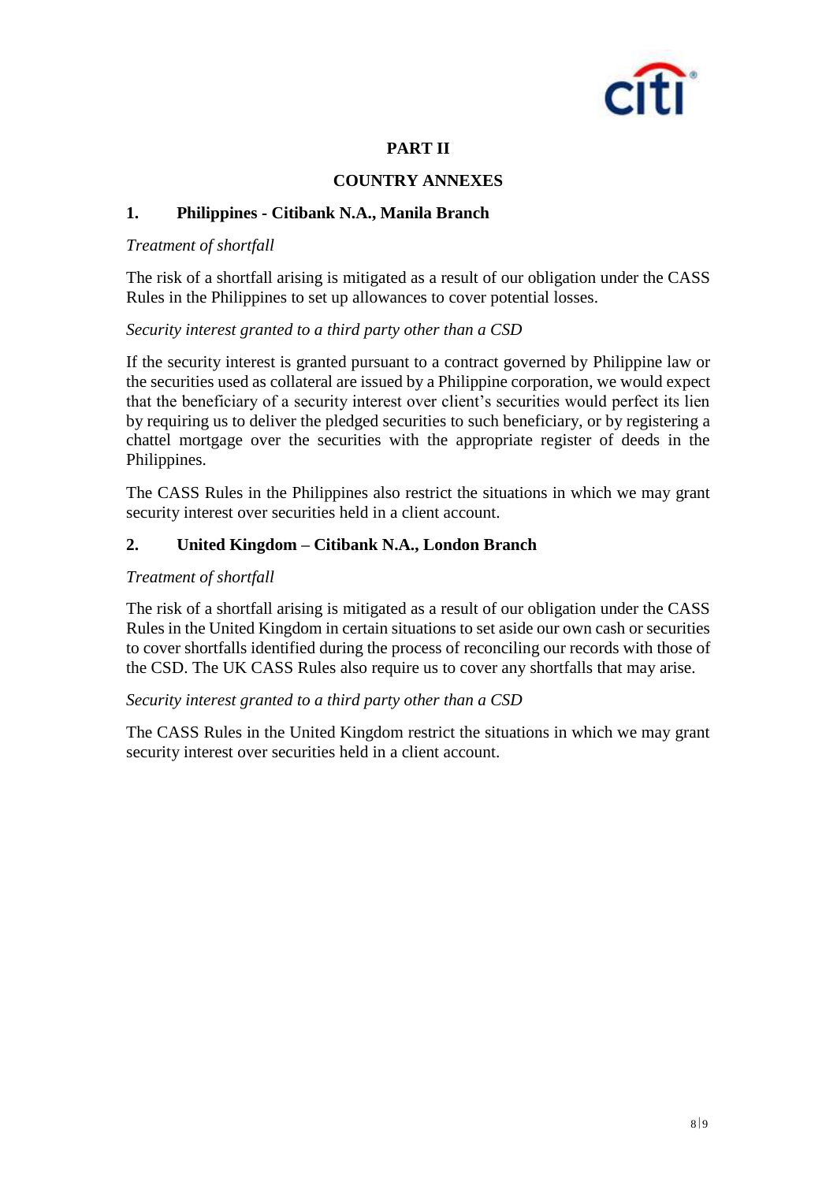# PART II

## COUNTRY ANNEXES

### 1. Philippines - Citibank N.A., Manila Branch

*Treatment of shortfall*

The risk of a shortfall arising is mitigated as a result of our obligation under the CASS Rules in the Philippines to set up allowances to cover potential losses.

*Security interest granted to a third party other than a CSD*

If the security interest is granted pursuant to a contract governed by Philippine law or the securities used as collateral are issued by a Philippine corporation, we would expect that the beneficiary of a security interest over client's securities would perfect its lien by requiring us to deliver the pledged securities to such beneficiary, or by registering a chattel mortgage over the securities with the appropriate register of deeds in the Philippines.

The CASS Rules in the Philippines also restrict the situations in which we may grant security interest over securities held in a client account.

### 2. United Kingdom – Citibank N.A., London Branch

*Treatment of shortfall*

The risk of a shortfall arising is mitigated as a result of our obligation under the CASS Rules in the United Kingdom in certain situations to set aside our own cash or securities to cover shortfalls identified during the process of reconciling our records with those of the CSD. The UK CASS Rules also require us to cover any shortfalls that may arise.

*Security interest granted to a third party other than a CSD*

The CASS Rules in the United Kingdom restrict the situations in which we may grant security interest over securities held in a client account.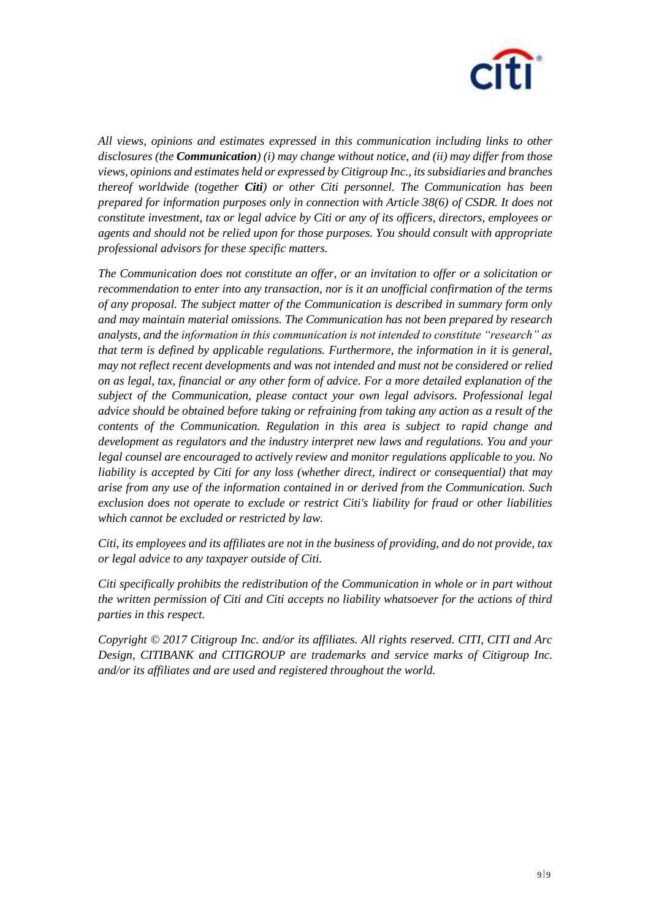*All views, opinions and estimates expressed in this communication including links to other disclosures (the* ***Communication****) (i) may change without notice, and (ii) may differ from those views, opinions and estimates held or expressed by Citigroup Inc., its subsidiaries and branches thereof worldwide (together* ***Citi****) or other Citi personnel. The Communication has been prepared for information purposes only in connection with Article 38(6) of CSDR. It does not constitute investment, tax or legal advice by Citi or any of its officers, directors, employees or agents and should not be relied upon for those purposes. You should consult with appropriate professional advisors for these specific matters.*

*The Communication does not constitute an offer, or an invitation to offer or a solicitation or recommendation to enter into any transaction, nor is it an unofficial confirmation of the terms of any proposal. The subject matter of the Communication is described in summary form only and may maintain material omissions. The Communication has not been prepared by research analysts, and the information in this communication is not intended to constitute "research" as that term is defined by applicable regulations. Furthermore, the information in it is general, may not reflect recent developments and was not intended and must not be considered or relied on as legal, tax, financial or any other form of advice. For a more detailed explanation of the subject of the Communication, please contact your own legal advisors. Professional legal advice should be obtained before taking or refraining from taking any action as a result of the contents of the Communication. Regulation in this area is subject to rapid change and development as regulators and the industry interpret new laws and regulations. You and your legal counsel are encouraged to actively review and monitor regulations applicable to you. No liability is accepted by Citi for any loss (whether direct, indirect or consequential) that may arise from any use of the information contained in or derived from the Communication. Such exclusion does not operate to exclude or restrict Citi's liability for fraud or other liabilities which cannot be excluded or restricted by law.*

*Citi, its employees and its affiliates are not in the business of providing, and do not provide, tax or legal advice to any taxpayer outside of Citi.*

*Citi specifically prohibits the redistribution of the Communication in whole or in part without the written permission of Citi and Citi accepts no liability whatsoever for the actions of third parties in this respect.*

*Copyright © 2017 Citigroup Inc. and/or its affiliates. All rights reserved. CITI, CITI and Arc Design, CITIBANK and CITIGROUP are trademarks and service marks of Citigroup Inc. and/or its affiliates and are used and registered throughout the world.*